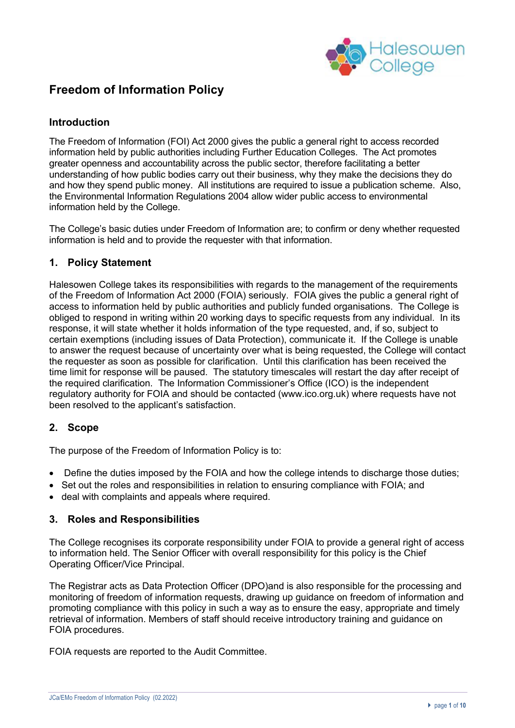# Freedom of Information Policy

## Introduction

The Freedom of Information (FOI) Act 2000 gives the public a general right to access recorded information held by public authorities including Further Education Colleges. The Act promotes greater openness and accountability across the public sector, therefore facilitating a better understanding of how public bodies carry out their business, why they make the decisions they do and how they spend public money. All institutions are required to issue a publication scheme. Also, the Environmental Information Regulations 2004 allow wider public access to environmental information held by the College.

The College's basic duties under Freedom of Information are; to confirm or deny whether requested information is held and to provide the requester with that information.

## 1. Policy Statement

Halesowen College takes its responsibilities with regards to the management of the requirements of the Freedom of Information Act 2000 (FOIA) seriously. FOIA gives the public a general right of access to information held by public authorities and publicly funded organisations. The College is obliged to respond in writing within 20 working days to specific requests from any individual. In its response, it will state whether it holds information of the type requested, and, if so, subject to certain exemptions (including issues of Data Protection), communicate it. If the College is unable to answer the request because of uncertainty over what is being requested, the College will contact the requester as soon as possible for clarification. Until this clarification has been received the time limit for response will be paused. The statutory timescales will restart the day after receipt of the required clarification. The Information Commissioner's Office (ICO) is the independent regulatory authority for FOIA and should be contacted (www.ico.org.uk) where requests have not been resolved to the applicant's satisfaction.

## 2. Scope

The purpose of the Freedom of Information Policy is to:

- Define the duties imposed by the FOIA and how the college intends to discharge those duties;
- Set out the roles and responsibilities in relation to ensuring compliance with FOIA; and
- deal with complaints and appeals where required.

## 3. Roles and Responsibilities

The College recognises its corporate responsibility under FOIA to provide a general right of access to information held. The Senior Officer with overall responsibility for this policy is the Chief Operating Officer/Vice Principal.

The Registrar acts as Data Protection Officer (DPO)and is also responsible for the processing and monitoring of freedom of information requests, drawing up guidance on freedom of information and promoting compliance with this policy in such a way as to ensure the easy, appropriate and timely retrieval of information. Members of staff should receive introductory training and guidance on FOIA procedures.

FOIA requests are reported to the Audit Committee.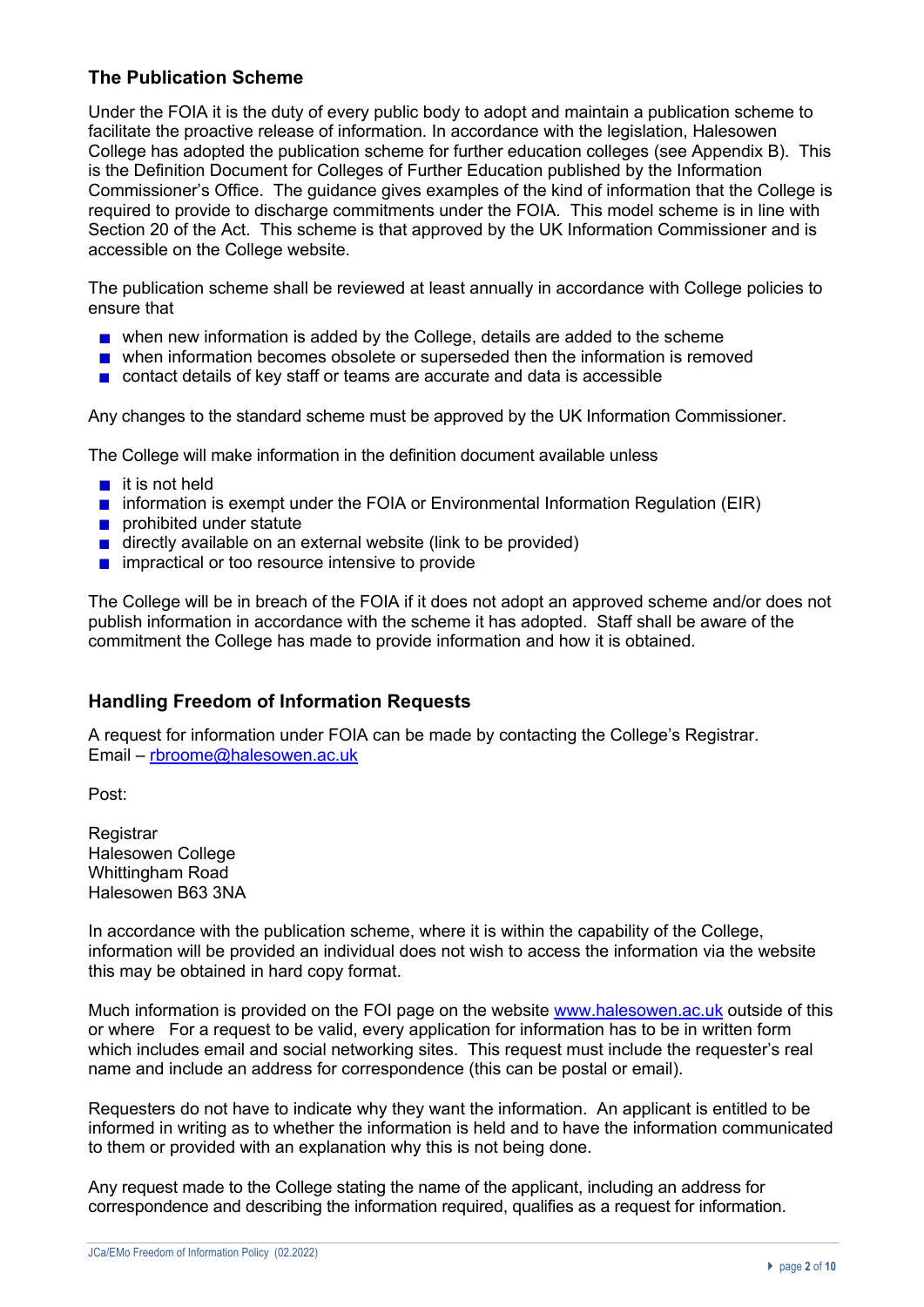## The Publication Scheme

Under the FOIA it is the duty of every public body to adopt and maintain a publication scheme to facilitate the proactive release of information. In accordance with the legislation, Halesowen College has adopted the publication scheme for further education colleges (see Appendix B). This is the Definition Document for Colleges of Further Education published by the Information Commissioner's Office. The guidance gives examples of the kind of information that the College is required to provide to discharge commitments under the FOIA. This model scheme is in line with Section 20 of the Act. This scheme is that approved by the UK Information Commissioner and is accessible on the College website.

The publication scheme shall be reviewed at least annually in accordance with College policies to ensure that

- when new information is added by the College, details are added to the scheme
- when information becomes obsolete or superseded then the information is removed
- contact details of key staff or teams are accurate and data is accessible

Any changes to the standard scheme must be approved by the UK Information Commissioner.

The College will make information in the definition document available unless

- it is not held
- information is exempt under the FOIA or Environmental Information Regulation (EIR)
- prohibited under statute
- directly available on an external website (link to be provided)
- impractical or too resource intensive to provide

The College will be in breach of the FOIA if it does not adopt an approved scheme and/or does not publish information in accordance with the scheme it has adopted. Staff shall be aware of the commitment the College has made to provide information and how it is obtained.

## Handling Freedom of Information Requests

A request for information under FOIA can be made by contacting the College's Registrar.
Email – rbroome@halesowen.ac.uk

Post:

Registrar
Halesowen College
Whittingham Road
Halesowen B63 3NA

In accordance with the publication scheme, where it is within the capability of the College, information will be provided an individual does not wish to access the information via the website this may be obtained in hard copy format.

Much information is provided on the FOI page on the website www.halesowen.ac.uk outside of this or where For a request to be valid, every application for information has to be in written form which includes email and social networking sites. This request must include the requester's real name and include an address for correspondence (this can be postal or email).

Requesters do not have to indicate why they want the information. An applicant is entitled to be informed in writing as to whether the information is held and to have the information communicated to them or provided with an explanation why this is not being done.

Any request made to the College stating the name of the applicant, including an address for correspondence and describing the information required, qualifies as a request for information.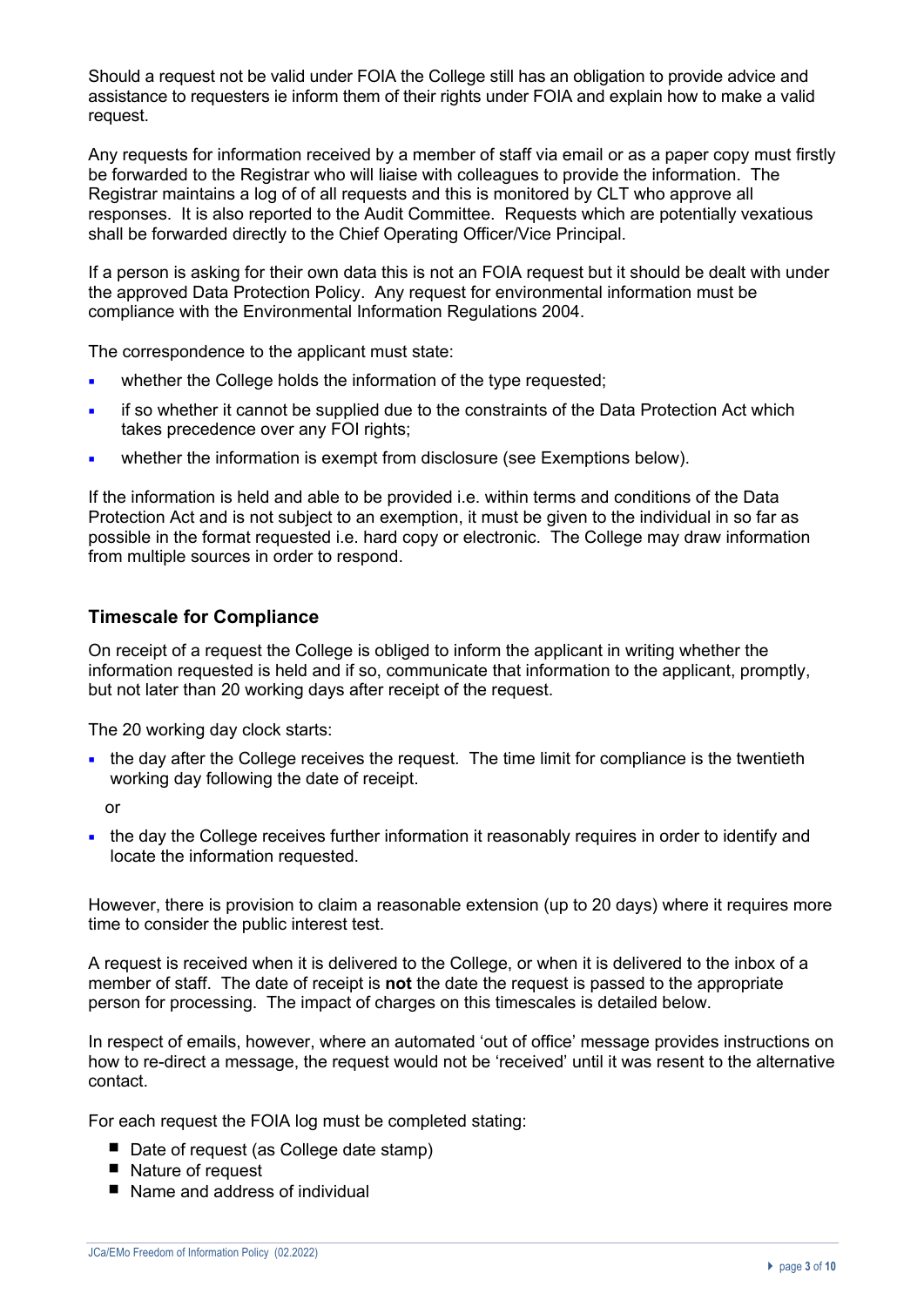Should a request not be valid under FOIA the College still has an obligation to provide advice and assistance to requesters ie inform them of their rights under FOIA and explain how to make a valid request.

Any requests for information received by a member of staff via email or as a paper copy must firstly be forwarded to the Registrar who will liaise with colleagues to provide the information. The Registrar maintains a log of of all requests and this is monitored by CLT who approve all responses. It is also reported to the Audit Committee. Requests which are potentially vexatious shall be forwarded directly to the Chief Operating Officer/Vice Principal.

If a person is asking for their own data this is not an FOIA request but it should be dealt with under the approved Data Protection Policy. Any request for environmental information must be compliance with the Environmental Information Regulations 2004.

The correspondence to the applicant must state:

- whether the College holds the information of the type requested;
- if so whether it cannot be supplied due to the constraints of the Data Protection Act which takes precedence over any FOI rights;
- whether the information is exempt from disclosure (see Exemptions below).

If the information is held and able to be provided i.e. within terms and conditions of the Data Protection Act and is not subject to an exemption, it must be given to the individual in so far as possible in the format requested i.e. hard copy or electronic. The College may draw information from multiple sources in order to respond.

## Timescale for Compliance

On receipt of a request the College is obliged to inform the applicant in writing whether the information requested is held and if so, communicate that information to the applicant, promptly, but not later than 20 working days after receipt of the request.

The 20 working day clock starts:

- the day after the College receives the request. The time limit for compliance is the twentieth working day following the date of receipt.

  or

- the day the College receives further information it reasonably requires in order to identify and locate the information requested.

However, there is provision to claim a reasonable extension (up to 20 days) where it requires more time to consider the public interest test.

A request is received when it is delivered to the College, or when it is delivered to the inbox of a member of staff. The date of receipt is **not** the date the request is passed to the appropriate person for processing. The impact of charges on this timescales is detailed below.

In respect of emails, however, where an automated 'out of office' message provides instructions on how to re-direct a message, the request would not be 'received' until it was resent to the alternative contact.

For each request the FOIA log must be completed stating:

- Date of request (as College date stamp)
- Nature of request
- Name and address of individual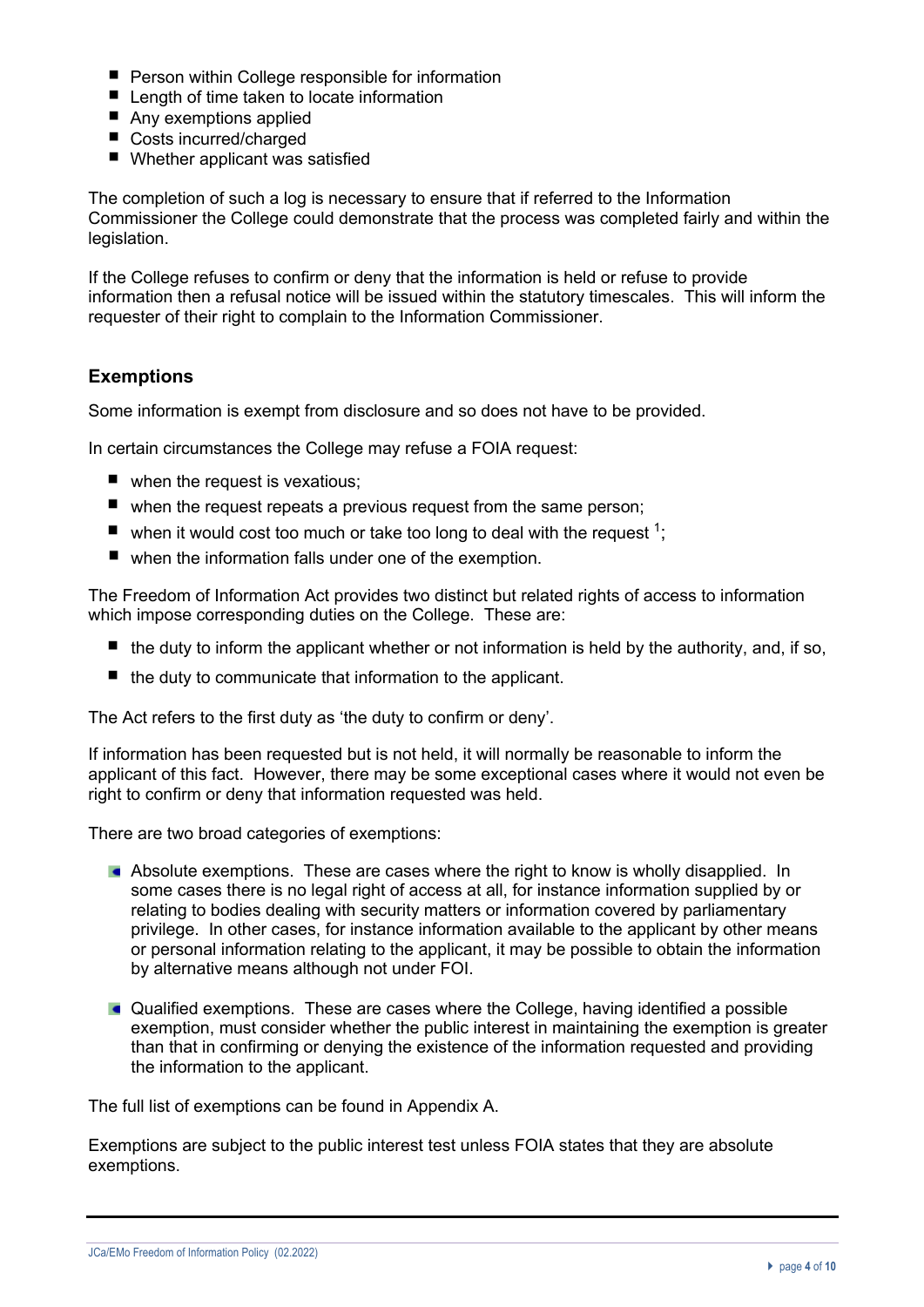- Person within College responsible for information
- Length of time taken to locate information
- Any exemptions applied
- Costs incurred/charged
- Whether applicant was satisfied

The completion of such a log is necessary to ensure that if referred to the Information Commissioner the College could demonstrate that the process was completed fairly and within the legislation.

If the College refuses to confirm or deny that the information is held or refuse to provide information then a refusal notice will be issued within the statutory timescales. This will inform the requester of their right to complain to the Information Commissioner.

## Exemptions

Some information is exempt from disclosure and so does not have to be provided.

In certain circumstances the College may refuse a FOIA request:

- when the request is vexatious;
- when the request repeats a previous request from the same person;
- when it would cost too much or take too long to deal with the request [1];
- when the information falls under one of the exemption.

The Freedom of Information Act provides two distinct but related rights of access to information which impose corresponding duties on the College. These are:

- the duty to inform the applicant whether or not information is held by the authority, and, if so,
- the duty to communicate that information to the applicant.

The Act refers to the first duty as 'the duty to confirm or deny'.

If information has been requested but is not held, it will normally be reasonable to inform the applicant of this fact. However, there may be some exceptional cases where it would not even be right to confirm or deny that information requested was held.

There are two broad categories of exemptions:

- Absolute exemptions. These are cases where the right to know is wholly disapplied. In some cases there is no legal right of access at all, for instance information supplied by or relating to bodies dealing with security matters or information covered by parliamentary privilege. In other cases, for instance information available to the applicant by other means or personal information relating to the applicant, it may be possible to obtain the information by alternative means although not under FOI.

- Qualified exemptions. These are cases where the College, having identified a possible exemption, must consider whether the public interest in maintaining the exemption is greater than that in confirming or denying the existence of the information requested and providing the information to the applicant.

The full list of exemptions can be found in Appendix A.

Exemptions are subject to the public interest test unless FOIA states that they are absolute exemptions.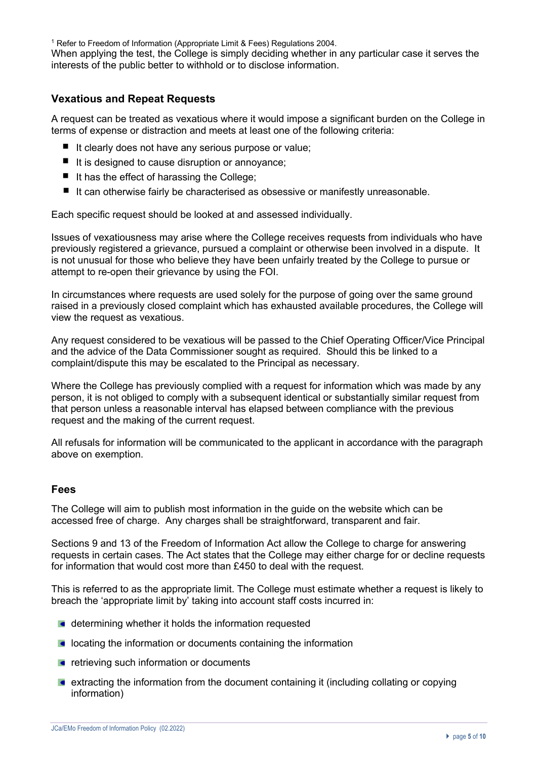[1] Refer to Freedom of Information (Appropriate Limit & Fees) Regulations 2004.

When applying the test, the College is simply deciding whether in any particular case it serves the interests of the public better to withhold or to disclose information.

## Vexatious and Repeat Requests

A request can be treated as vexatious where it would impose a significant burden on the College in terms of expense or distraction and meets at least one of the following criteria:

- It clearly does not have any serious purpose or value;
- It is designed to cause disruption or annoyance;
- It has the effect of harassing the College;
- It can otherwise fairly be characterised as obsessive or manifestly unreasonable.

Each specific request should be looked at and assessed individually.

Issues of vexatiousness may arise where the College receives requests from individuals who have previously registered a grievance, pursued a complaint or otherwise been involved in a dispute. It is not unusual for those who believe they have been unfairly treated by the College to pursue or attempt to re-open their grievance by using the FOI.

In circumstances where requests are used solely for the purpose of going over the same ground raised in a previously closed complaint which has exhausted available procedures, the College will view the request as vexatious.

Any request considered to be vexatious will be passed to the Chief Operating Officer/Vice Principal and the advice of the Data Commissioner sought as required. Should this be linked to a complaint/dispute this may be escalated to the Principal as necessary.

Where the College has previously complied with a request for information which was made by any person, it is not obliged to comply with a subsequent identical or substantially similar request from that person unless a reasonable interval has elapsed between compliance with the previous request and the making of the current request.

All refusals for information will be communicated to the applicant in accordance with the paragraph above on exemption.

## Fees

The College will aim to publish most information in the guide on the website which can be accessed free of charge. Any charges shall be straightforward, transparent and fair.

Sections 9 and 13 of the Freedom of Information Act allow the College to charge for answering requests in certain cases. The Act states that the College may either charge for or decline requests for information that would cost more than £450 to deal with the request.

This is referred to as the appropriate limit. The College must estimate whether a request is likely to breach the 'appropriate limit by' taking into account staff costs incurred in:

- determining whether it holds the information requested
- locating the information or documents containing the information
- retrieving such information or documents
- extracting the information from the document containing it (including collating or copying information)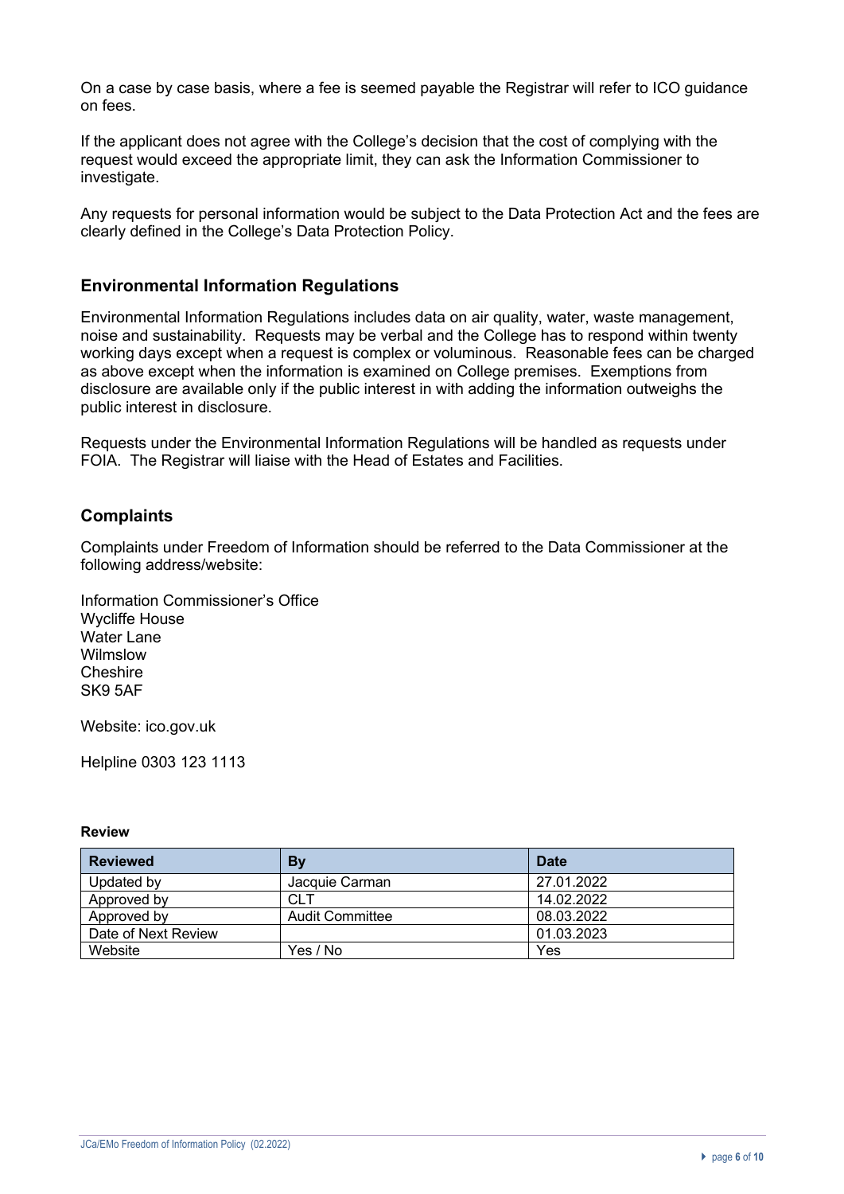On a case by case basis, where a fee is seemed payable the Registrar will refer to ICO guidance on fees.

If the applicant does not agree with the College's decision that the cost of complying with the request would exceed the appropriate limit, they can ask the Information Commissioner to investigate.

Any requests for personal information would be subject to the Data Protection Act and the fees are clearly defined in the College's Data Protection Policy.

## Environmental Information Regulations

Environmental Information Regulations includes data on air quality, water, waste management, noise and sustainability. Requests may be verbal and the College has to respond within twenty working days except when a request is complex or voluminous. Reasonable fees can be charged as above except when the information is examined on College premises. Exemptions from disclosure are available only if the public interest in with adding the information outweighs the public interest in disclosure.

Requests under the Environmental Information Regulations will be handled as requests under FOIA. The Registrar will liaise with the Head of Estates and Facilities.

## Complaints

Complaints under Freedom of Information should be referred to the Data Commissioner at the following address/website:

Information Commissioner's Office
Wycliffe House
Water Lane
Wilmslow
Cheshire
SK9 5AF

Website: ico.gov.uk

Helpline 0303 123 1113

**Review**

| Reviewed | By | Date |
|---|---|---|
| Updated by | Jacquie Carman | 27.01.2022 |
| Approved by | CLT | 14.02.2022 |
| Approved by | Audit Committee | 08.03.2022 |
| Date of Next Review | | 01.03.2023 |
| Website | Yes / No | Yes |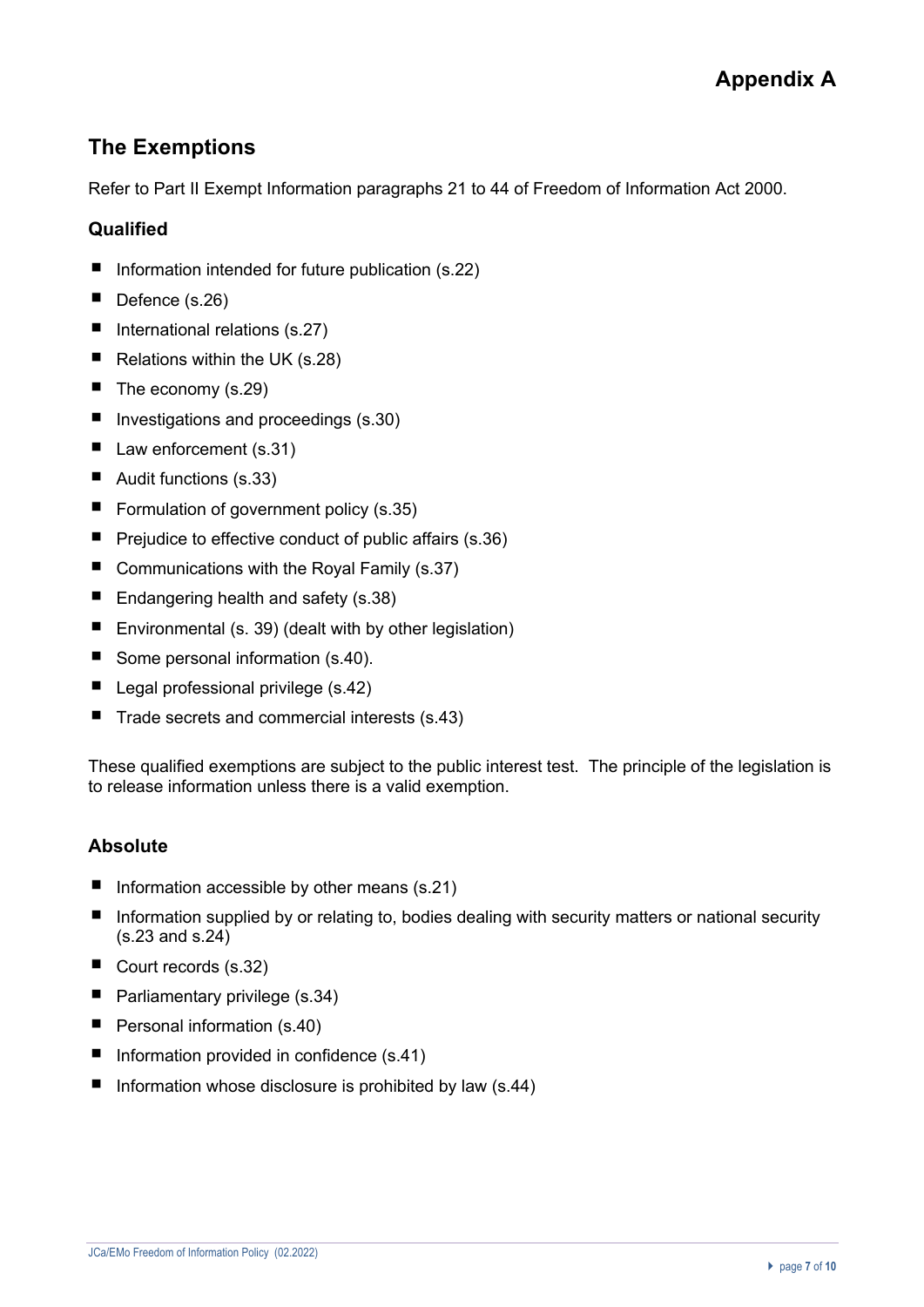# Appendix A

## The Exemptions

Refer to Part II Exempt Information paragraphs 21 to 44 of Freedom of Information Act 2000.

### Qualified

- Information intended for future publication (s.22)
- Defence (s.26)
- International relations (s.27)
- Relations within the UK (s.28)
- The economy (s.29)
- Investigations and proceedings (s.30)
- Law enforcement (s.31)
- Audit functions (s.33)
- Formulation of government policy (s.35)
- Prejudice to effective conduct of public affairs (s.36)
- Communications with the Royal Family (s.37)
- Endangering health and safety (s.38)
- Environmental (s. 39) (dealt with by other legislation)
- Some personal information (s.40).
- Legal professional privilege (s.42)
- Trade secrets and commercial interests (s.43)

These qualified exemptions are subject to the public interest test. The principle of the legislation is to release information unless there is a valid exemption.

### Absolute

- Information accessible by other means (s.21)
- Information supplied by or relating to, bodies dealing with security matters or national security (s.23 and s.24)
- Court records (s.32)
- Parliamentary privilege (s.34)
- Personal information (s.40)
- Information provided in confidence (s.41)
- Information whose disclosure is prohibited by law (s.44)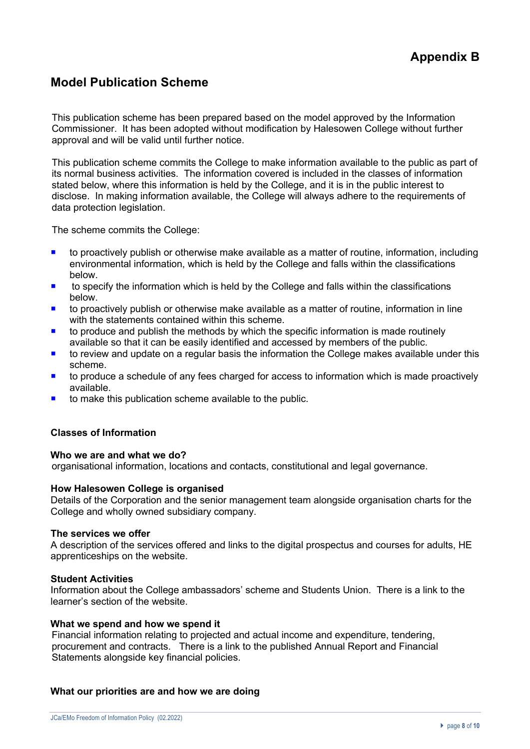# Appendix B

## Model Publication Scheme

This publication scheme has been prepared based on the model approved by the Information Commissioner. It has been adopted without modification by Halesowen College without further approval and will be valid until further notice.

This publication scheme commits the College to make information available to the public as part of its normal business activities. The information covered is included in the classes of information stated below, where this information is held by the College, and it is in the public interest to disclose. In making information available, the College will always adhere to the requirements of data protection legislation.

The scheme commits the College:

- to proactively publish or otherwise make available as a matter of routine, information, including environmental information, which is held by the College and falls within the classifications below.
- to specify the information which is held by the College and falls within the classifications below.
- to proactively publish or otherwise make available as a matter of routine, information in line with the statements contained within this scheme.
- to produce and publish the methods by which the specific information is made routinely available so that it can be easily identified and accessed by members of the public.
- to review and update on a regular basis the information the College makes available under this scheme.
- to produce a schedule of any fees charged for access to information which is made proactively available.
- to make this publication scheme available to the public.

### Classes of Information

**Who we are and what we do?**
organisational information, locations and contacts, constitutional and legal governance.

**How Halesowen College is organised**
Details of the Corporation and the senior management team alongside organisation charts for the College and wholly owned subsidiary company.

**The services we offer**
A description of the services offered and links to the digital prospectus and courses for adults, HE apprenticeships on the website.

**Student Activities**
Information about the College ambassadors' scheme and Students Union. There is a link to the learner's section of the website.

**What we spend and how we spend it**
Financial information relating to projected and actual income and expenditure, tendering, procurement and contracts. There is a link to the published Annual Report and Financial Statements alongside key financial policies.

**What our priorities are and how we are doing**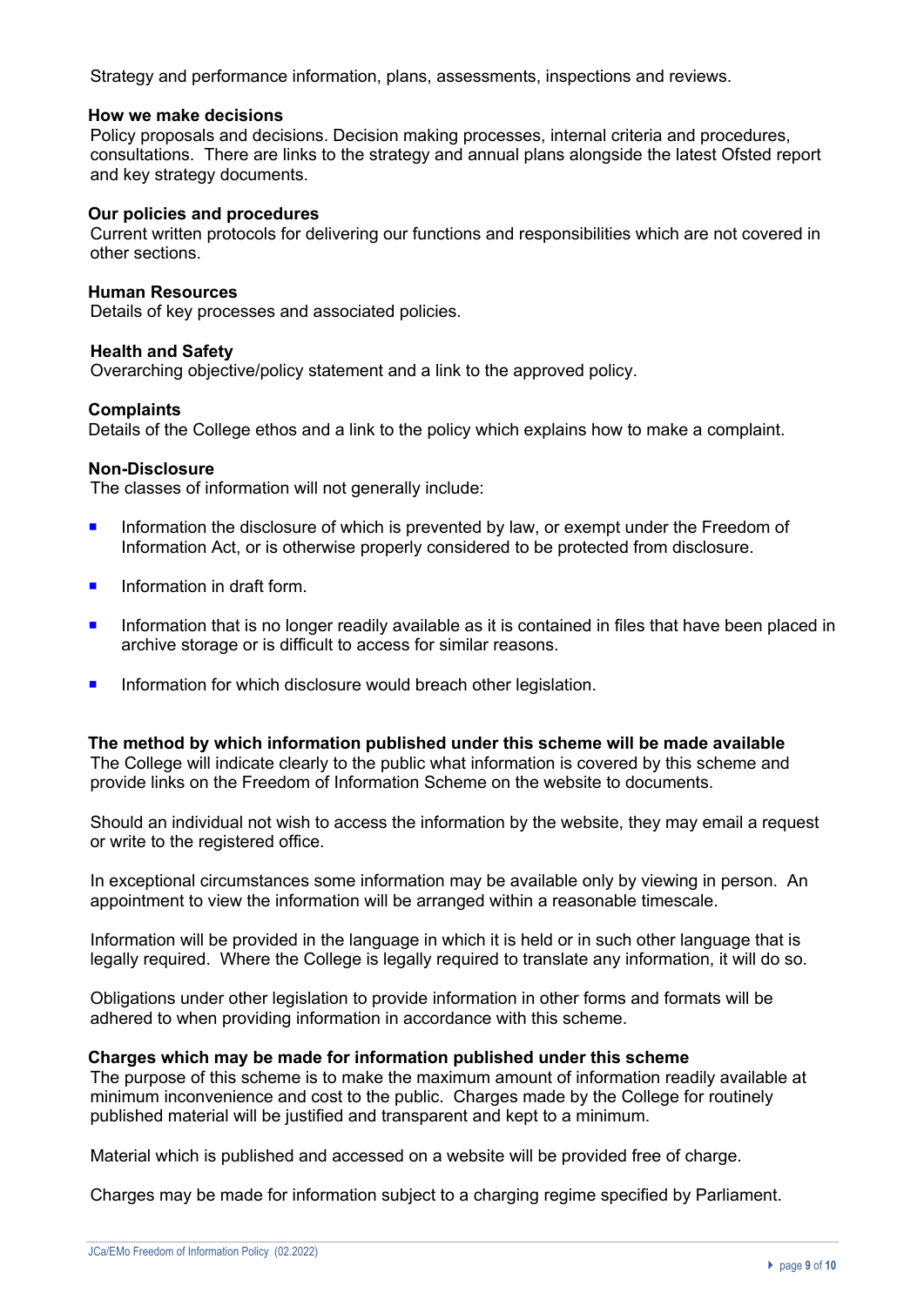Strategy and performance information, plans, assessments, inspections and reviews.

**How we make decisions**
Policy proposals and decisions. Decision making processes, internal criteria and procedures, consultations. There are links to the strategy and annual plans alongside the latest Ofsted report and key strategy documents.

**Our policies and procedures**
Current written protocols for delivering our functions and responsibilities which are not covered in other sections.

**Human Resources**
Details of key processes and associated policies.

**Health and Safety**
Overarching objective/policy statement and a link to the approved policy.

**Complaints**
Details of the College ethos and a link to the policy which explains how to make a complaint.

**Non-Disclosure**
The classes of information will not generally include:

- Information the disclosure of which is prevented by law, or exempt under the Freedom of Information Act, or is otherwise properly considered to be protected from disclosure.
- Information in draft form.
- Information that is no longer readily available as it is contained in files that have been placed in archive storage or is difficult to access for similar reasons.
- Information for which disclosure would breach other legislation.

**The method by which information published under this scheme will be made available**
The College will indicate clearly to the public what information is covered by this scheme and provide links on the Freedom of Information Scheme on the website to documents.

Should an individual not wish to access the information by the website, they may email a request or write to the registered office.

In exceptional circumstances some information may be available only by viewing in person. An appointment to view the information will be arranged within a reasonable timescale.

Information will be provided in the language in which it is held or in such other language that is legally required. Where the College is legally required to translate any information, it will do so.

Obligations under other legislation to provide information in other forms and formats will be adhered to when providing information in accordance with this scheme.

**Charges which may be made for information published under this scheme**
The purpose of this scheme is to make the maximum amount of information readily available at minimum inconvenience and cost to the public. Charges made by the College for routinely published material will be justified and transparent and kept to a minimum.

Material which is published and accessed on a website will be provided free of charge.

Charges may be made for information subject to a charging regime specified by Parliament.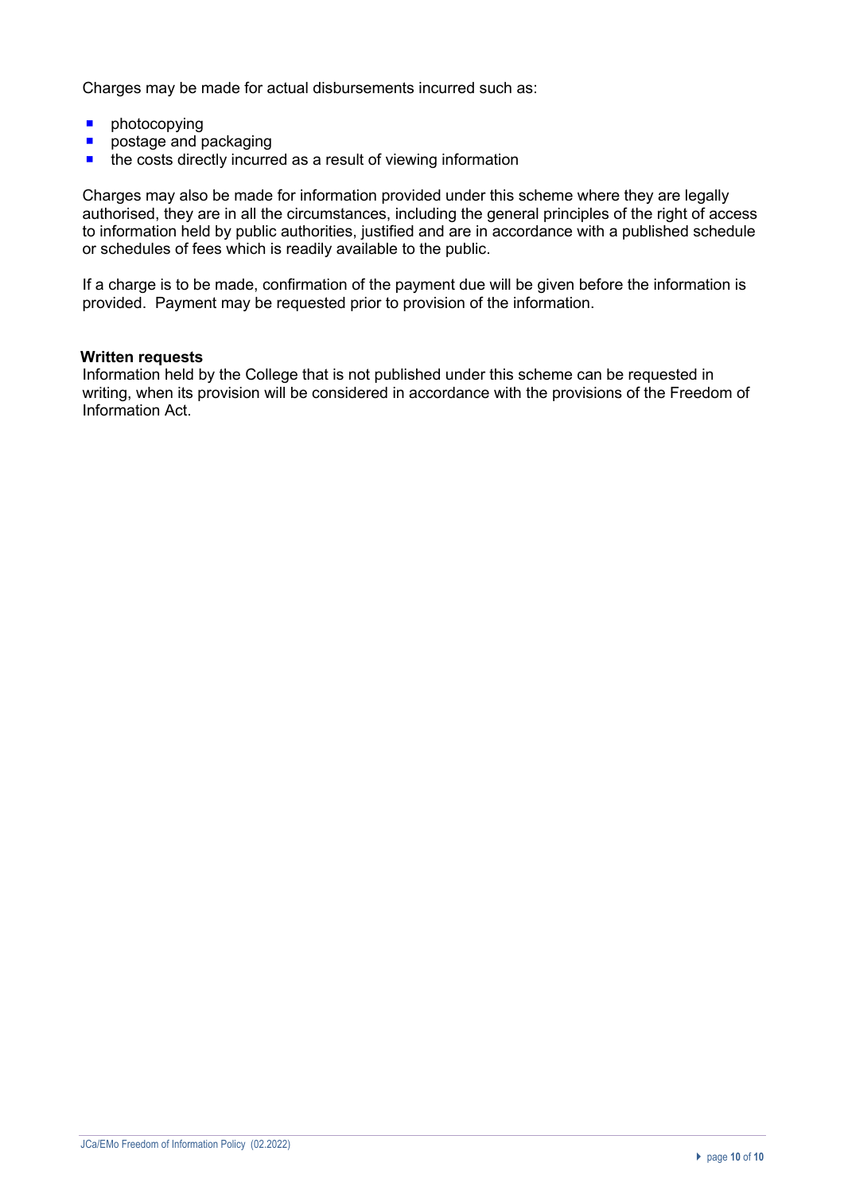Charges may be made for actual disbursements incurred such as:

- photocopying
- postage and packaging
- the costs directly incurred as a result of viewing information

Charges may also be made for information provided under this scheme where they are legally authorised, they are in all the circumstances, including the general principles of the right of access to information held by public authorities, justified and are in accordance with a published schedule or schedules of fees which is readily available to the public.

If a charge is to be made, confirmation of the payment due will be given before the information is provided. Payment may be requested prior to provision of the information.

**Written requests**

Information held by the College that is not published under this scheme can be requested in writing, when its provision will be considered in accordance with the provisions of the Freedom of Information Act.